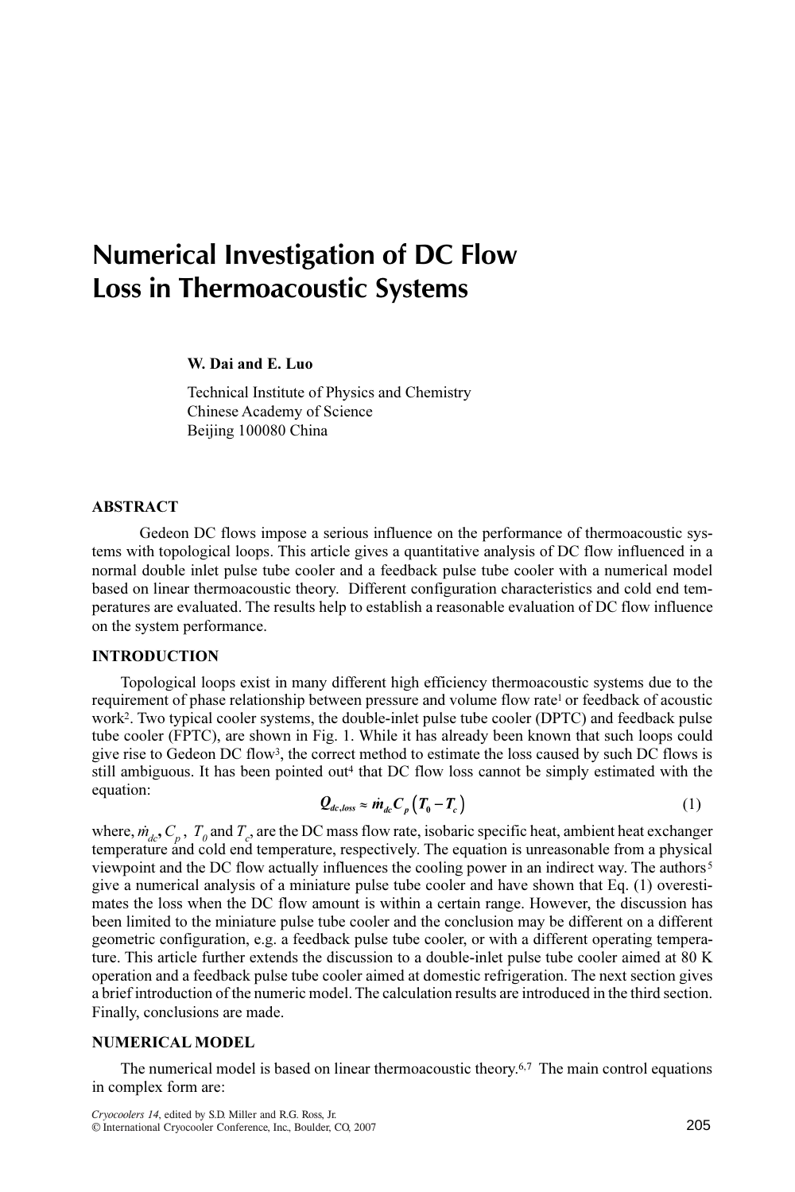# Numerical Investigation of DC Flow Loss in Thermoacoustic Systems

**W. Dai and E. Luo**

Technical Institute of Physics and Chemistry
Chinese Academy of Science
Beijing 100080 China

## ABSTRACT

Gedeon DC flows impose a serious influence on the performance of thermoacoustic systems with topological loops. This article gives a quantitative analysis of DC flow influenced in a normal double inlet pulse tube cooler and a feedback pulse tube cooler with a numerical model based on linear thermoacoustic theory. Different configuration characteristics and cold end temperatures are evaluated. The results help to establish a reasonable evaluation of DC flow influence on the system performance.

## INTRODUCTION

Topological loops exist in many different high efficiency thermoacoustic systems due to the requirement of phase relationship between pressure and volume flow rate[1] or feedback of acoustic work[2]. Two typical cooler systems, the double-inlet pulse tube cooler (DPTC) and feedback pulse tube cooler (FPTC), are shown in Fig. 1. While it has already been known that such loops could give rise to Gedeon DC flow[3], the correct method to estimate the loss caused by such DC flows is still ambiguous. It has been pointed out[4] that DC flow loss cannot be simply estimated with the equation:

$$Q_{dc,loss} \approx \dot{m}_{dc} C_p \left(T_0 - T_c\right) \tag{1}$$

where, $\dot{m}_{dc}$, $C_p$, $T_0$ and $T_c$, are the DC mass flow rate, isobaric specific heat, ambient heat exchanger temperature and cold end temperature, respectively. The equation is unreasonable from a physical viewpoint and the DC flow actually influences the cooling power in an indirect way. The authors[5] give a numerical analysis of a miniature pulse tube cooler and have shown that Eq. (1) overestimates the loss when the DC flow amount is within a certain range. However, the discussion has been limited to the miniature pulse tube cooler and the conclusion may be different on a different geometric configuration, e.g. a feedback pulse tube cooler, or with a different operating temperature. This article further extends the discussion to a double-inlet pulse tube cooler aimed at 80 K operation and a feedback pulse tube cooler aimed at domestic refrigeration. The next section gives a brief introduction of the numeric model. The calculation results are introduced in the third section. Finally, conclusions are made.

## NUMERICAL MODEL

The numerical model is based on linear thermoacoustic theory.[6,7] The main control equations in complex form are: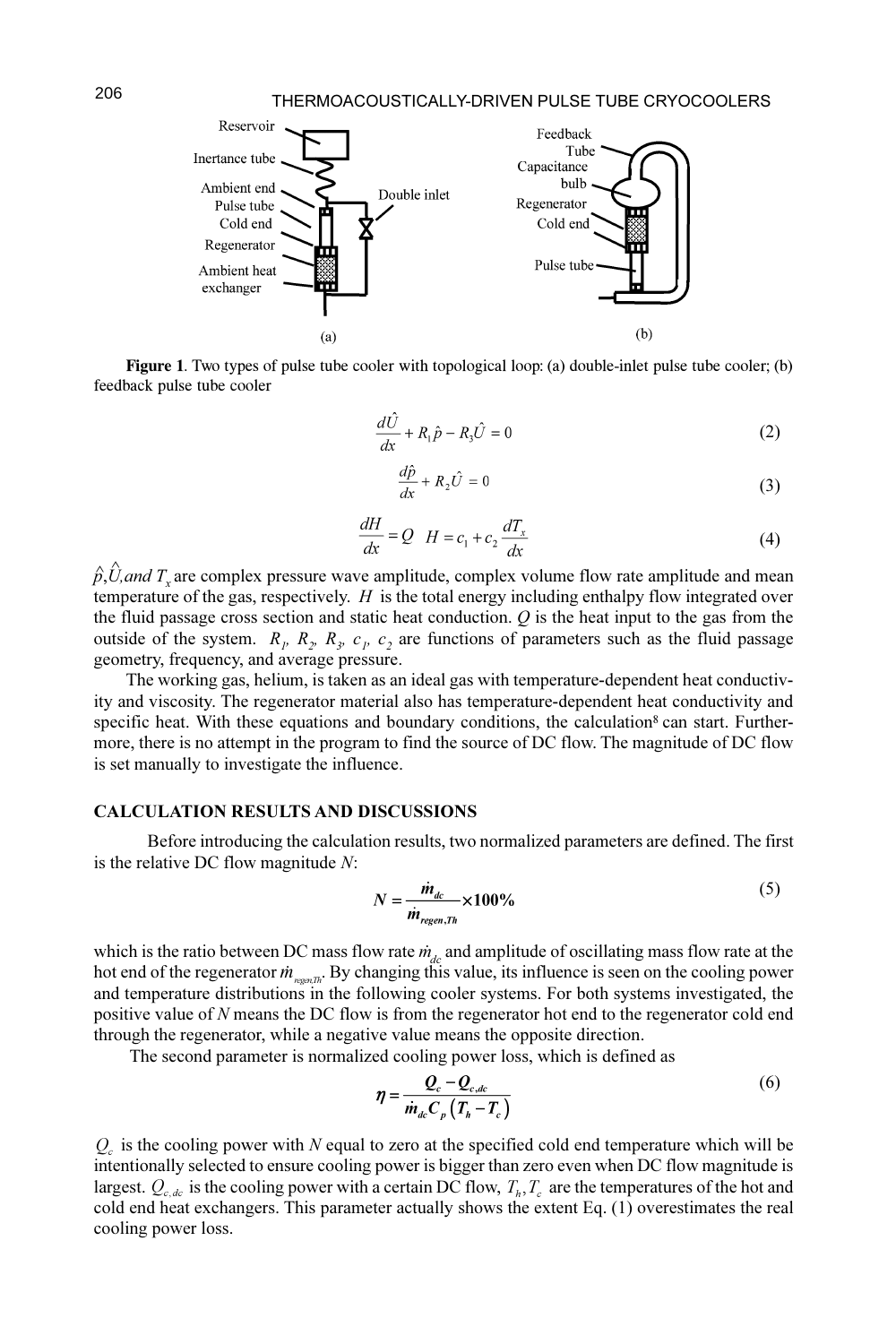Figure 1. Two types of pulse tube cooler with topological loop: (a) double-inlet pulse tube cooler; (b) feedback pulse tube cooler

$$\frac{d\hat{U}}{dx} + R_1\hat{p} - R_3\hat{U} = 0 \tag{2}$$

$$\frac{d\hat{p}}{dx} + R_2\hat{U} = 0 \tag{3}$$

$$\frac{dH}{dx} = Q \quad H = c_1 + c_2\frac{dT_x}{dx} \tag{4}$$

$\hat{p}, \hat{U}, and\ T_x$ are complex pressure wave amplitude, complex volume flow rate amplitude and mean temperature of the gas, respectively. $H$ is the total energy including enthalpy flow integrated over the fluid passage cross section and static heat conduction. $Q$ is the heat input to the gas from the outside of the system. $R_1$, $R_2$, $R_3$, $c_1$, $c_2$ are functions of parameters such as the fluid passage geometry, frequency, and average pressure.

The working gas, helium, is taken as an ideal gas with temperature-dependent heat conductivity and viscosity. The regenerator material also has temperature-dependent heat conductivity and specific heat. With these equations and boundary conditions, the calculation[8] can start. Furthermore, there is no attempt in the program to find the source of DC flow. The magnitude of DC flow is set manually to investigate the influence.

## CALCULATION RESULTS AND DISCUSSIONS

Before introducing the calculation results, two normalized parameters are defined. The first is the relative DC flow magnitude $N$:

$$N = \frac{\dot{m}_{dc}}{\dot{m}_{regen,Th}} \times 100\% \tag{5}$$

which is the ratio between DC mass flow rate $\dot{m}_{dc}$ and amplitude of oscillating mass flow rate at the hot end of the regenerator $\dot{m}_{regen,Th}$. By changing this value, its influence is seen on the cooling power and temperature distributions in the following cooler systems. For both systems investigated, the positive value of $N$ means the DC flow is from the regenerator hot end to the regenerator cold end through the regenerator, while a negative value means the opposite direction.

The second parameter is normalized cooling power loss, which is defined as

$$\eta = \frac{Q_c - Q_{c,dc}}{\dot{m}_{dc} C_p \left(T_h - T_c\right)} \tag{6}$$

$Q_c$ is the cooling power with $N$ equal to zero at the specified cold end temperature which will be intentionally selected to ensure cooling power is bigger than zero even when DC flow magnitude is largest. $Q_{c,dc}$ is the cooling power with a certain DC flow, $T_h, T_c$ are the temperatures of the hot and cold end heat exchangers. This parameter actually shows the extent Eq. (1) overestimates the real cooling power loss.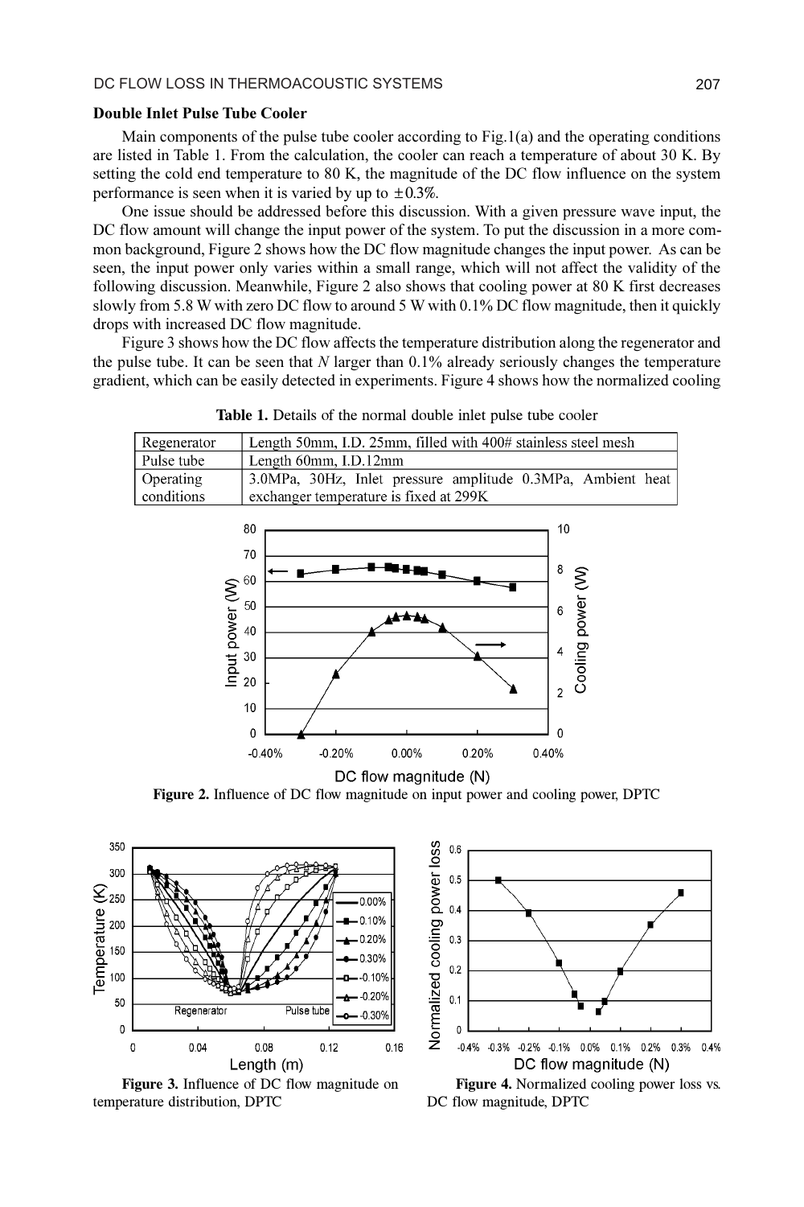### Double Inlet Pulse Tube Cooler

Main components of the pulse tube cooler according to Fig.1(a) and the operating conditions are listed in Table 1. From the calculation, the cooler can reach a temperature of about 30 K. By setting the cold end temperature to 80 K, the magnitude of the DC flow influence on the system performance is seen when it is varied by up to ±0.3%.

One issue should be addressed before this discussion. With a given pressure wave input, the DC flow amount will change the input power of the system. To put the discussion in a more common background, Figure 2 shows how the DC flow magnitude changes the input power. As can be seen, the input power only varies within a small range, which will not affect the validity of the following discussion. Meanwhile, Figure 2 also shows that cooling power at 80 K first decreases slowly from 5.8 W with zero DC flow to around 5 W with 0.1% DC flow magnitude, then it quickly drops with increased DC flow magnitude.

Figure 3 shows how the DC flow affects the temperature distribution along the regenerator and the pulse tube. It can be seen that $N$ larger than 0.1% already seriously changes the temperature gradient, which can be easily detected in experiments. Figure 4 shows how the normalized cooling

**Table 1.** Details of the normal double inlet pulse tube cooler

| | |
|---|---|
| Regenerator | Length 50mm, I.D. 25mm, filled with 400# stainless steel mesh |
| Pulse tube | Length 60mm, I.D.12mm |
| Operating conditions | 3.0MPa, 30Hz, Inlet pressure amplitude 0.3MPa, Ambient heat exchanger temperature is fixed at 299K |

**Figure 2.** Influence of DC flow magnitude on input power and cooling power, DPTC

**Figure 3.** Influence of DC flow magnitude on temperature distribution, DPTC

**Figure 4.** Normalized cooling power loss vs. DC flow magnitude, DPTC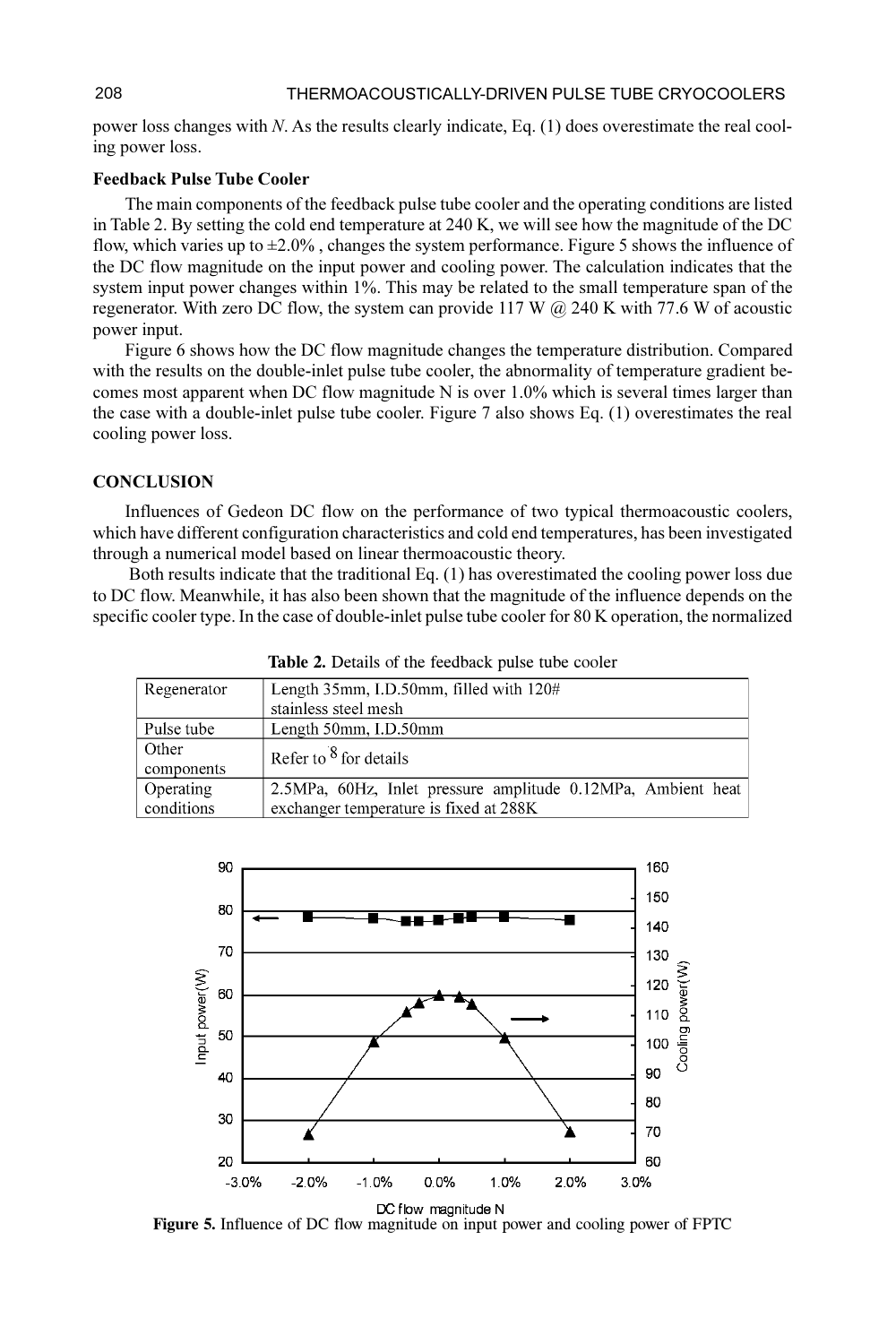power loss changes with $N$. As the results clearly indicate, Eq. (1) does overestimate the real cooling power loss.

**Feedback Pulse Tube Cooler**

The main components of the feedback pulse tube cooler and the operating conditions are listed in Table 2. By setting the cold end temperature at 240 K, we will see how the magnitude of the DC flow, which varies up to ±2.0% , changes the system performance. Figure 5 shows the influence of the DC flow magnitude on the input power and cooling power. The calculation indicates that the system input power changes within 1%. This may be related to the small temperature span of the regenerator. With zero DC flow, the system can provide 117 W @ 240 K with 77.6 W of acoustic power input.

Figure 6 shows how the DC flow magnitude changes the temperature distribution. Compared with the results on the double-inlet pulse tube cooler, the abnormality of temperature gradient becomes most apparent when DC flow magnitude N is over 1.0% which is several times larger than the case with a double-inlet pulse tube cooler. Figure 7 also shows Eq. (1) overestimates the real cooling power loss.

## CONCLUSION

Influences of Gedeon DC flow on the performance of two typical thermoacoustic coolers, which have different configuration characteristics and cold end temperatures, has been investigated through a numerical model based on linear thermoacoustic theory.

Both results indicate that the traditional Eq. (1) has overestimated the cooling power loss due to DC flow. Meanwhile, it has also been shown that the magnitude of the influence depends on the specific cooler type. In the case of double-inlet pulse tube cooler for 80 K operation, the normalized

**Table 2.** Details of the feedback pulse tube cooler

| | |
|---|---|
| Regenerator | Length 35mm, I.D.50mm, filled with 120# stainless steel mesh |
| Pulse tube | Length 50mm, I.D.50mm |
| Other components | Refer to [8] for details |
| Operating conditions | 2.5MPa, 60Hz, Inlet pressure amplitude 0.12MPa, Ambient heat exchanger temperature is fixed at 288K |

**Figure 5.** Influence of DC flow magnitude on input power and cooling power of FPTC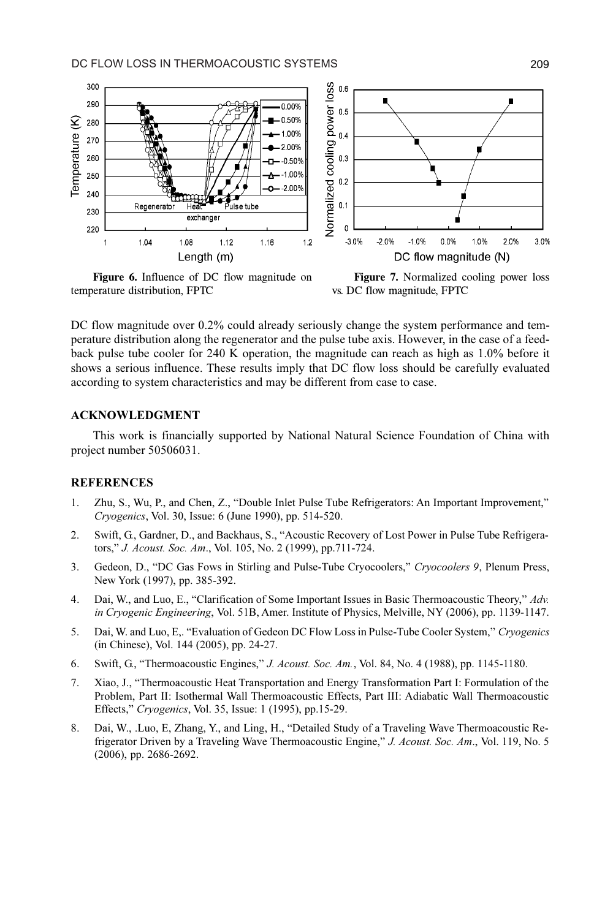Temperature (K)
300
290
280
270
260
250
240
230
220
1
1.04
1.08
1.12
1.16
1.2
Length (m)
Regenerator
Heat exchanger
Pulse tube
0.00%
0.50%
1.00%
2.00%
-0.50%
-1.00%
-2.00%

**Figure 6.** Influence of DC flow magnitude on temperature distribution, FPTC

Normalized cooling power loss
0.6
0.5
0.4
0.3
0.2
0.1
0
-3.0%
-2.0%
-1.0%
0.0%
1.0%
2.0%
3.0%
DC flow magnitude (N)

**Figure 7.** Normalized cooling power loss vs. DC flow magnitude, FPTC

DC flow magnitude over 0.2% could already seriously change the system performance and temperature distribution along the regenerator and the pulse tube axis. However, in the case of a feedback pulse tube cooler for 240 K operation, the magnitude can reach as high as 1.0% before it shows a serious influence. These results imply that DC flow loss should be carefully evaluated according to system characteristics and may be different from case to case.

## ACKNOWLEDGMENT

This work is financially supported by National Natural Science Foundation of China with project number 50506031.

## REFERENCES

1. Zhu, S., Wu, P., and Chen, Z., "Double Inlet Pulse Tube Refrigerators: An Important Improvement," *Cryogenics*, Vol. 30, Issue: 6 (June 1990), pp. 514-520.
2. Swift, G., Gardner, D., and Backhaus, S., "Acoustic Recovery of Lost Power in Pulse Tube Refrigerators," *J. Acoust. Soc. Am*., Vol. 105, No. 2 (1999), pp.711-724.
3. Gedeon, D., "DC Gas Fows in Stirling and Pulse-Tube Cryocoolers," *Cryocoolers 9*, Plenum Press, New York (1997), pp. 385-392.
4. Dai, W., and Luo, E., "Clarification of Some Important Issues in Basic Thermoacoustic Theory," *Adv. in Cryogenic Engineering*, Vol. 51B, Amer. Institute of Physics, Melville, NY (2006), pp. 1139-1147.
5. Dai, W. and Luo, E,. "Evaluation of Gedeon DC Flow Loss in Pulse-Tube Cooler System," *Cryogenics* (in Chinese), Vol. 144 (2005), pp. 24-27.
6. Swift, G., "Thermoacoustic Engines," *J. Acoust. Soc. Am.*, Vol. 84, No. 4 (1988), pp. 1145-1180.
7. Xiao, J., "Thermoacoustic Heat Transportation and Energy Transformation Part I: Formulation of the Problem, Part II: Isothermal Wall Thermoacoustic Effects, Part III: Adiabatic Wall Thermoacoustic Effects," *Cryogenics*, Vol. 35, Issue: 1 (1995), pp.15-29.
8. Dai, W., .Luo, E, Zhang, Y., and Ling, H., "Detailed Study of a Traveling Wave Thermoacoustic Refrigerator Driven by a Traveling Wave Thermoacoustic Engine," *J. Acoust. Soc. Am*., Vol. 119, No. 5 (2006), pp. 2686-2692.